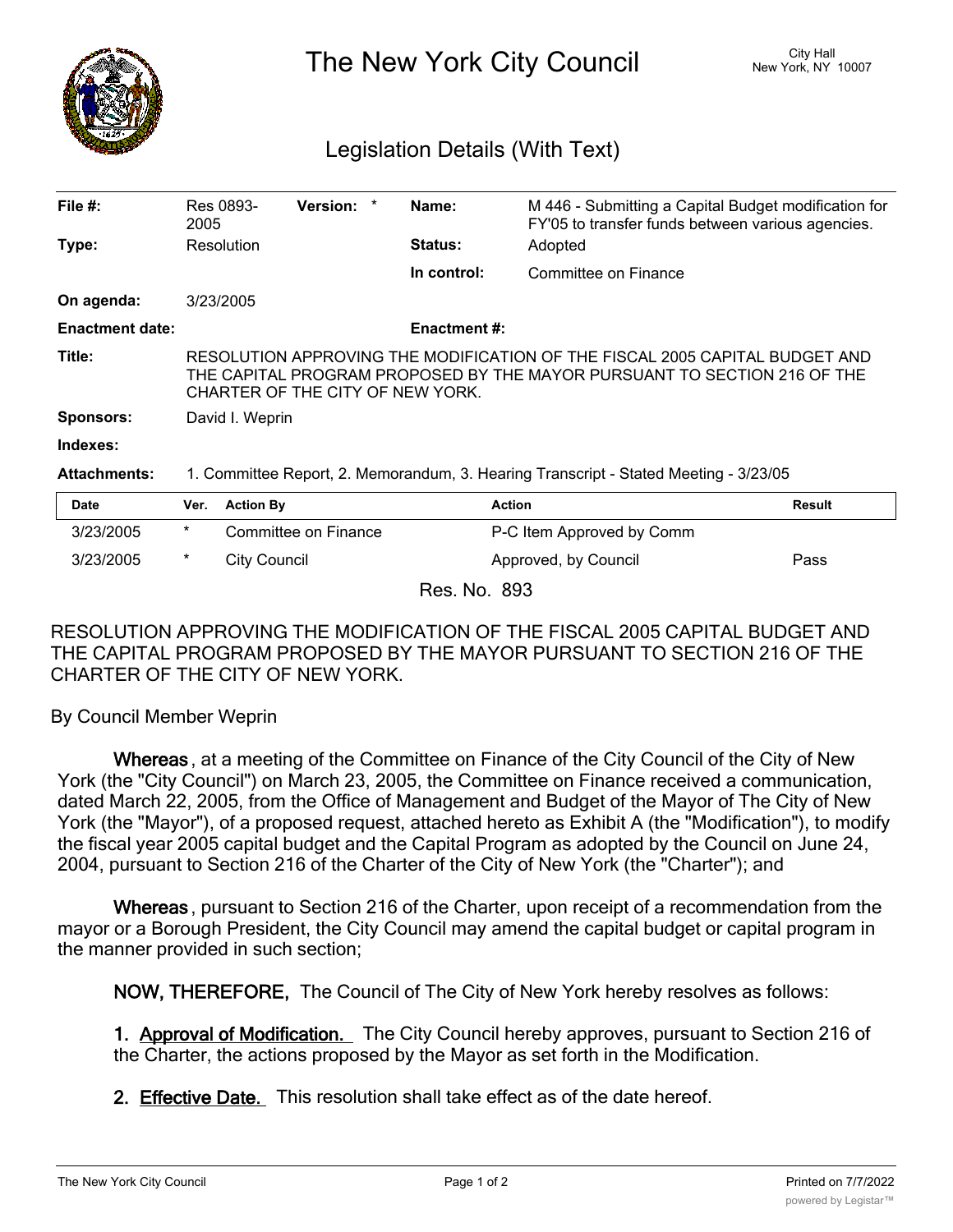# The New York City Council

City Hall
New York, NY 10007

## Legislation Details (With Text)

| | | | |
|---|---|---|---|
| **File #:** | Res 0893-2005 **Version:** * | **Name:** | M 446 - Submitting a Capital Budget modification for FY'05 to transfer funds between various agencies. |
| **Type:** | Resolution | **Status:** | Adopted |
| | | **In control:** | Committee on Finance |
| **On agenda:** | 3/23/2005 | | |
| **Enactment date:** | | **Enactment #:** | |

**Title:** RESOLUTION APPROVING THE MODIFICATION OF THE FISCAL 2005 CAPITAL BUDGET AND THE CAPITAL PROGRAM PROPOSED BY THE MAYOR PURSUANT TO SECTION 216 OF THE CHARTER OF THE CITY OF NEW YORK.

**Sponsors:** David I. Weprin

**Indexes:**

**Attachments:** 1. Committee Report, 2. Memorandum, 3. Hearing Transcript - Stated Meeting - 3/23/05

| Date | Ver. | Action By | Action | Result |
|---|---|---|---|---|
| 3/23/2005 | * | Committee on Finance | P-C Item Approved by Comm | |
| 3/23/2005 | * | City Council | Approved, by Council | Pass |

Res. No. 893

RESOLUTION APPROVING THE MODIFICATION OF THE FISCAL 2005 CAPITAL BUDGET AND THE CAPITAL PROGRAM PROPOSED BY THE MAYOR PURSUANT TO SECTION 216 OF THE CHARTER OF THE CITY OF NEW YORK.

By Council Member Weprin

**Whereas**, at a meeting of the Committee on Finance of the City Council of the City of New York (the "City Council") on March 23, 2005, the Committee on Finance received a communication, dated March 22, 2005, from the Office of Management and Budget of the Mayor of The City of New York (the "Mayor"), of a proposed request, attached hereto as Exhibit A (the "Modification"), to modify the fiscal year 2005 capital budget and the Capital Program as adopted by the Council on June 24, 2004, pursuant to Section 216 of the Charter of the City of New York (the "Charter"); and

**Whereas**, pursuant to Section 216 of the Charter, upon receipt of a recommendation from the mayor or a Borough President, the City Council may amend the capital budget or capital program in the manner provided in such section;

**NOW, THEREFORE,** The Council of The City of New York hereby resolves as follows:

**1. Approval of Modification.** The City Council hereby approves, pursuant to Section 216 of the Charter, the actions proposed by the Mayor as set forth in the Modification.

**2. Effective Date.** This resolution shall take effect as of the date hereof.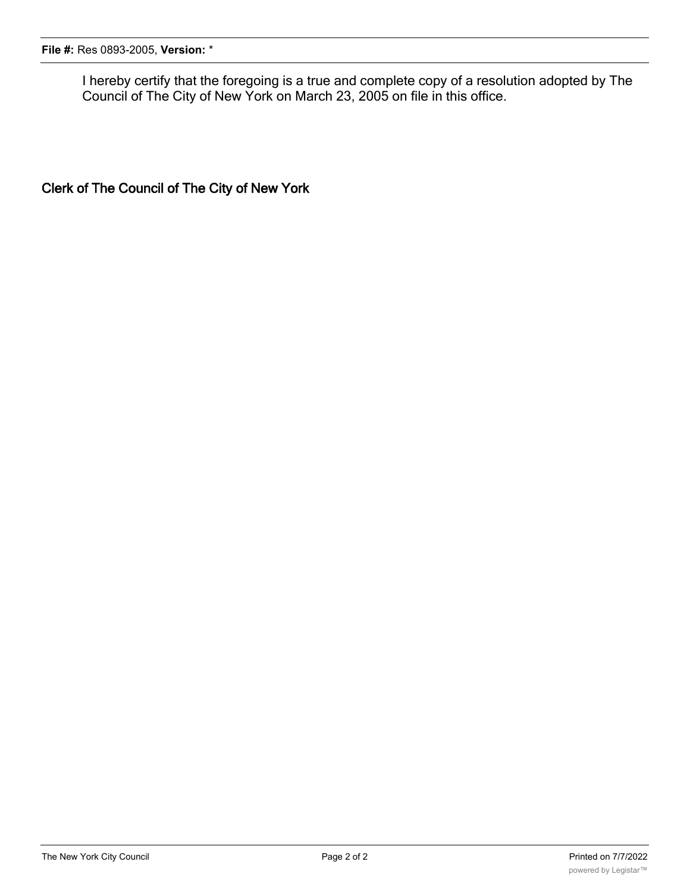I hereby certify that the foregoing is a true and complete copy of a resolution adopted by The Council of The City of New York on March 23, 2005 on file in this office.

Clerk of The Council of The City of New York